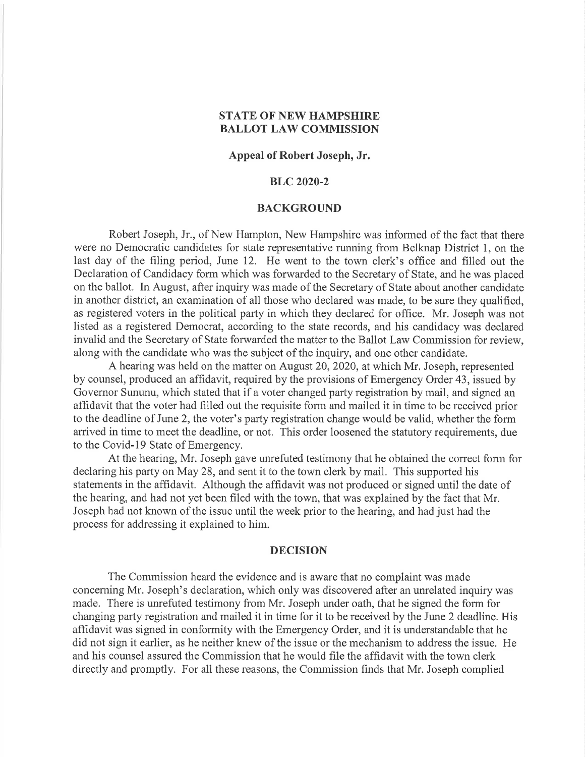# STATE OF NEW HAMPSHIRE
# BALLOT LAW COMMISSION

## Appeal of Robert Joseph, Jr.

## BLC 2020-2

## BACKGROUND

Robert Joseph, Jr., of New Hampton, New Hampshire was informed of the fact that there were no Democratic candidates for state representative running from Belknap District 1, on the last day of the filing period, June 12. He went to the town clerk's office and filled out the Declaration of Candidacy form which was forwarded to the Secretary of State, and he was placed on the ballot. In August, after inquiry was made of the Secretary of State about another candidate in another district, an examination of all those who declared was made, to be sure they qualified, as registered voters in the political party in which they declared for office. Mr. Joseph was not listed as a registered Democrat, according to the state records, and his candidacy was declared invalid and the Secretary of State forwarded the matter to the Ballot Law Commission for review, along with the candidate who was the subject of the inquiry, and one other candidate.

A hearing was held on the matter on August 20, 2020, at which Mr. Joseph, represented by counsel, produced an affidavit, required by the provisions of Emergency Order 43, issued by Governor Sununu, which stated that if a voter changed party registration by mail, and signed an affidavit that the voter had filled out the requisite form and mailed it in time to be received prior to the deadline of June 2, the voter's party registration change would be valid, whether the form arrived in time to meet the deadline, or not. This order loosened the statutory requirements, due to the Covid-19 State of Emergency.

At the hearing, Mr. Joseph gave unrefuted testimony that he obtained the correct form for declaring his party on May 28, and sent it to the town clerk by mail. This supported his statements in the affidavit. Although the affidavit was not produced or signed until the date of the hearing, and had not yet been filed with the town, that was explained by the fact that Mr. Joseph had not known of the issue until the week prior to the hearing, and had just had the process for addressing it explained to him.

## DECISION

The Commission heard the evidence and is aware that no complaint was made concerning Mr. Joseph's declaration, which only was discovered after an unrelated inquiry was made. There is unrefuted testimony from Mr. Joseph under oath, that he signed the form for changing party registration and mailed it in time for it to be received by the June 2 deadline. His affidavit was signed in conformity with the Emergency Order, and it is understandable that he did not sign it earlier, as he neither knew of the issue or the mechanism to address the issue. He and his counsel assured the Commission that he would file the affidavit with the town clerk directly and promptly. For all these reasons, the Commission finds that Mr. Joseph complied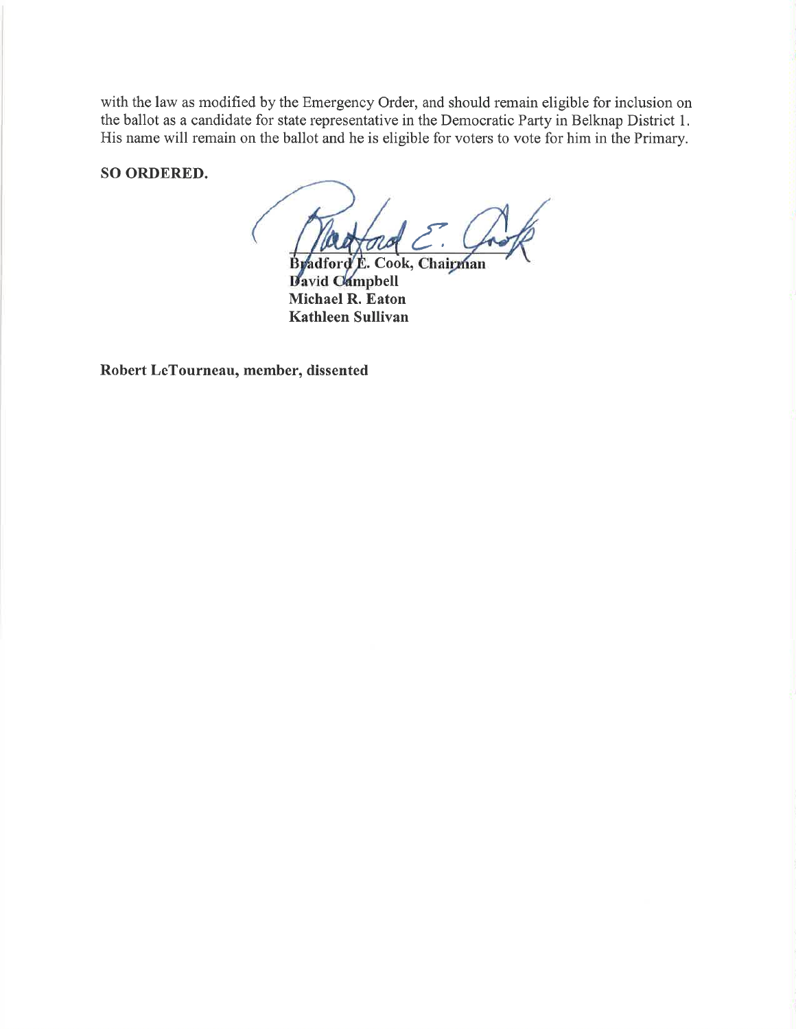with the law as modified by the Emergency Order, and should remain eligible for inclusion on the ballot as a candidate for state representative in the Democratic Party in Belknap District 1. His name will remain on the ballot and he is eligible for voters to vote for him in the Primary.

**SO ORDERED.**

**Bradford E. Cook, Chairman**
**David Campbell**
**Michael R. Eaton**
**Kathleen Sullivan**

**Robert LeTourneau, member, dissented**